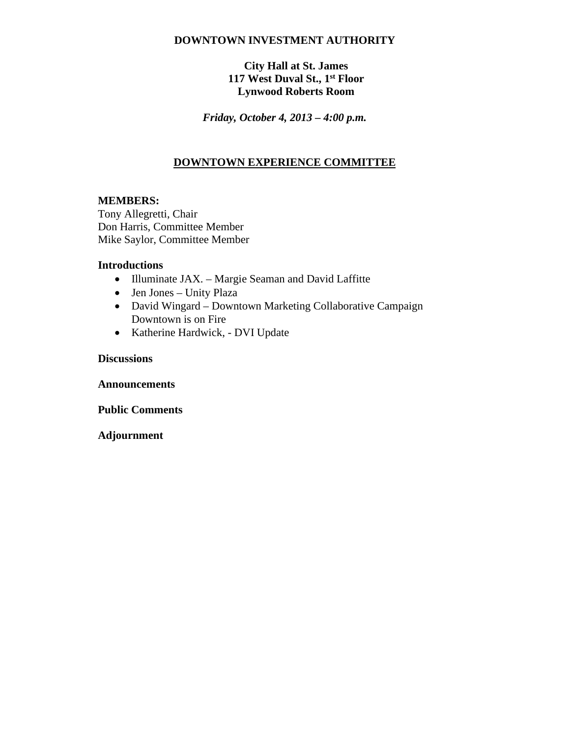# DOWNTOWN INVESTMENT AUTHORITY

**City Hall at St. James**
**117 West Duval St., 1st Floor**
**Lynwood Roberts Room**

***Friday, October 4, 2013 – 4:00 p.m.***

## DOWNTOWN EXPERIENCE COMMITTEE

**MEMBERS:**
Tony Allegretti, Chair
Don Harris, Committee Member
Mike Saylor, Committee Member

**Introductions**

- Illuminate JAX. – Margie Seaman and David Laffitte
- Jen Jones – Unity Plaza
- David Wingard – Downtown Marketing Collaborative Campaign Downtown is on Fire
- Katherine Hardwick, - DVI Update

**Discussions**

**Announcements**

**Public Comments**

**Adjournment**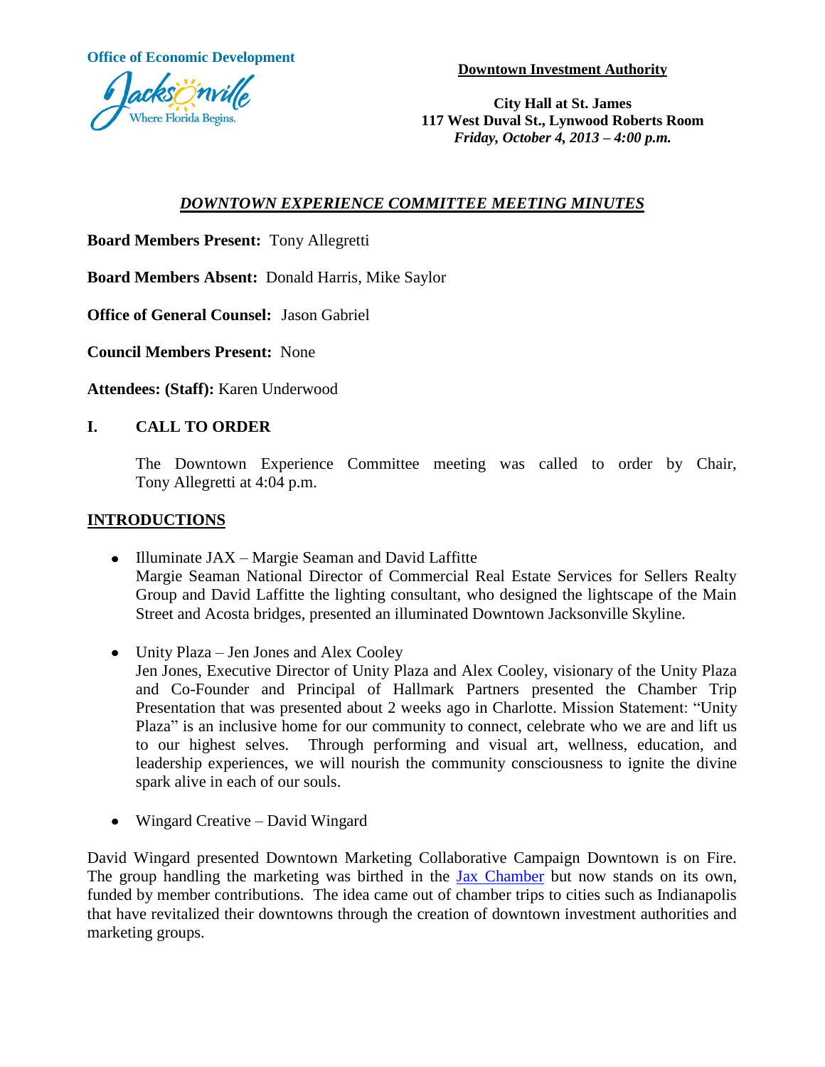**Office of Economic Development**

Jacksonville
Where Florida Begins.

**Downtown Investment Authority**

**City Hall at St. James**
**117 West Duval St., Lynwood Roberts Room**
***Friday, October 4, 2013 – 4:00 p.m.***

## *DOWNTOWN EXPERIENCE COMMITTEE MEETING MINUTES*

**Board Members Present:** Tony Allegretti

**Board Members Absent:** Donald Harris, Mike Saylor

**Office of General Counsel:** Jason Gabriel

**Council Members Present:** None

**Attendees: (Staff):** Karen Underwood

## I. CALL TO ORDER

The Downtown Experience Committee meeting was called to order by Chair, Tony Allegretti at 4:04 p.m.

## INTRODUCTIONS

- Illuminate JAX – Margie Seaman and David Laffitte
  Margie Seaman National Director of Commercial Real Estate Services for Sellers Realty Group and David Laffitte the lighting consultant, who designed the lightscape of the Main Street and Acosta bridges, presented an illuminated Downtown Jacksonville Skyline.

- Unity Plaza – Jen Jones and Alex Cooley
  Jen Jones, Executive Director of Unity Plaza and Alex Cooley, visionary of the Unity Plaza and Co-Founder and Principal of Hallmark Partners presented the Chamber Trip Presentation that was presented about 2 weeks ago in Charlotte. Mission Statement: "Unity Plaza" is an inclusive home for our community to connect, celebrate who we are and lift us to our highest selves. Through performing and visual art, wellness, education, and leadership experiences, we will nourish the community consciousness to ignite the divine spark alive in each of our souls.

- Wingard Creative – David Wingard

David Wingard presented Downtown Marketing Collaborative Campaign Downtown is on Fire. The group handling the marketing was birthed in the Jax Chamber but now stands on its own, funded by member contributions. The idea came out of chamber trips to cities such as Indianapolis that have revitalized their downtowns through the creation of downtown investment authorities and marketing groups.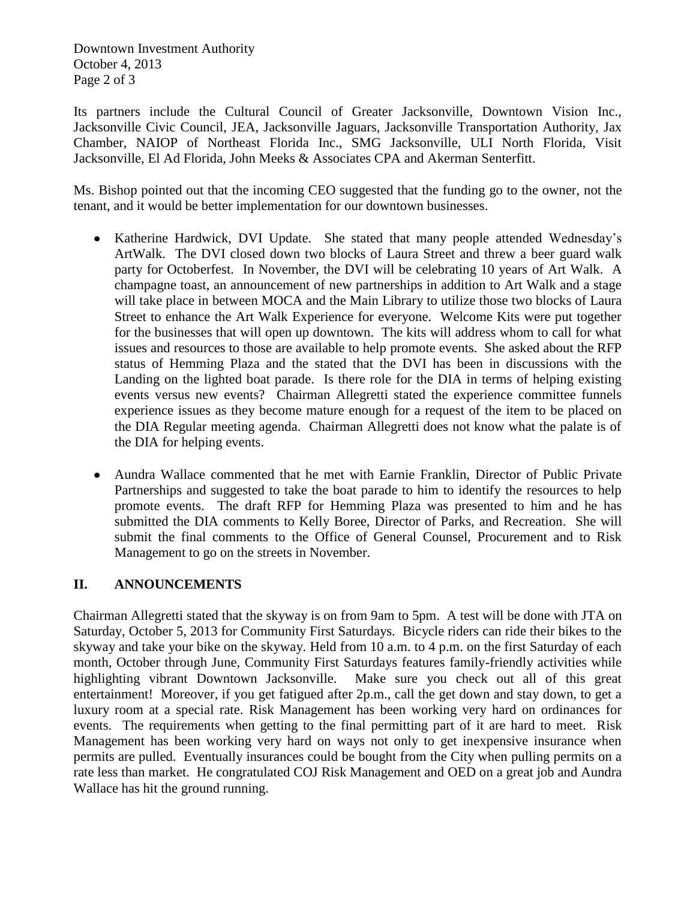Its partners include the Cultural Council of Greater Jacksonville, Downtown Vision Inc., Jacksonville Civic Council, JEA, Jacksonville Jaguars, Jacksonville Transportation Authority, Jax Chamber, NAIOP of Northeast Florida Inc., SMG Jacksonville, ULI North Florida, Visit Jacksonville, El Ad Florida, John Meeks & Associates CPA and Akerman Senterfitt.

Ms. Bishop pointed out that the incoming CEO suggested that the funding go to the owner, not the tenant, and it would be better implementation for our downtown businesses.

- Katherine Hardwick, DVI Update. She stated that many people attended Wednesday's ArtWalk. The DVI closed down two blocks of Laura Street and threw a beer guard walk party for Octoberfest. In November, the DVI will be celebrating 10 years of Art Walk. A champagne toast, an announcement of new partnerships in addition to Art Walk and a stage will take place in between MOCA and the Main Library to utilize those two blocks of Laura Street to enhance the Art Walk Experience for everyone. Welcome Kits were put together for the businesses that will open up downtown. The kits will address whom to call for what issues and resources to those are available to help promote events. She asked about the RFP status of Hemming Plaza and the stated that the DVI has been in discussions with the Landing on the lighted boat parade. Is there role for the DIA in terms of helping existing events versus new events? Chairman Allegretti stated the experience committee funnels experience issues as they become mature enough for a request of the item to be placed on the DIA Regular meeting agenda. Chairman Allegretti does not know what the palate is of the DIA for helping events.

- Aundra Wallace commented that he met with Earnie Franklin, Director of Public Private Partnerships and suggested to take the boat parade to him to identify the resources to help promote events. The draft RFP for Hemming Plaza was presented to him and he has submitted the DIA comments to Kelly Boree, Director of Parks, and Recreation. She will submit the final comments to the Office of General Counsel, Procurement and to Risk Management to go on the streets in November.

## II. ANNOUNCEMENTS

Chairman Allegretti stated that the skyway is on from 9am to 5pm. A test will be done with JTA on Saturday, October 5, 2013 for Community First Saturdays. Bicycle riders can ride their bikes to the skyway and take your bike on the skyway. Held from 10 a.m. to 4 p.m. on the first Saturday of each month, October through June, Community First Saturdays features family-friendly activities while highlighting vibrant Downtown Jacksonville. Make sure you check out all of this great entertainment! Moreover, if you get fatigued after 2p.m., call the get down and stay down, to get a luxury room at a special rate. Risk Management has been working very hard on ordinances for events. The requirements when getting to the final permitting part of it are hard to meet. Risk Management has been working very hard on ways not only to get inexpensive insurance when permits are pulled. Eventually insurances could be bought from the City when pulling permits on a rate less than market. He congratulated COJ Risk Management and OED on a great job and Aundra Wallace has hit the ground running.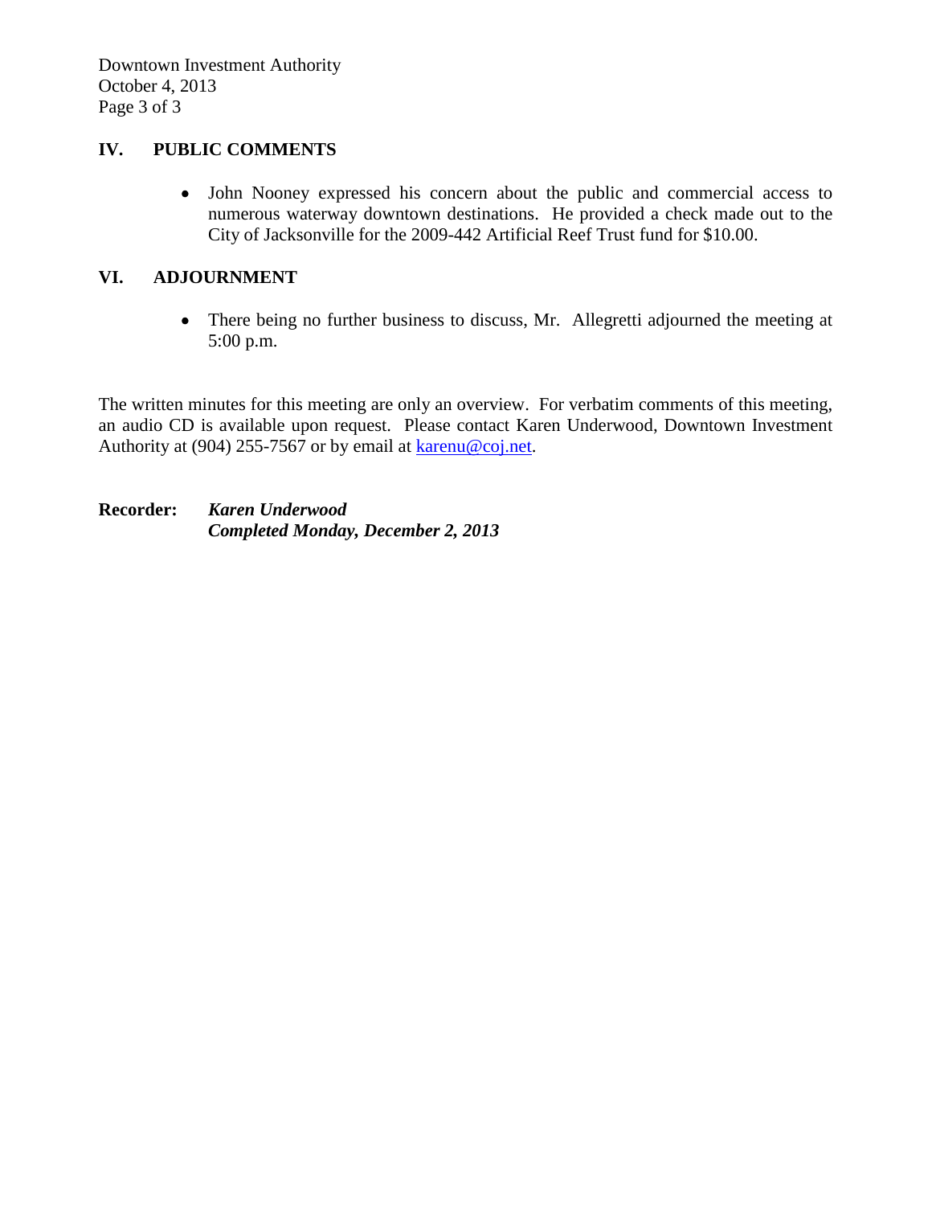## IV. PUBLIC COMMENTS

- John Nooney expressed his concern about the public and commercial access to numerous waterway downtown destinations. He provided a check made out to the City of Jacksonville for the 2009-442 Artificial Reef Trust fund for $10.00.

## VI. ADJOURNMENT

- There being no further business to discuss, Mr. Allegretti adjourned the meeting at 5:00 p.m.

The written minutes for this meeting are only an overview. For verbatim comments of this meeting, an audio CD is available upon request. Please contact Karen Underwood, Downtown Investment Authority at (904) 255-7567 or by email at karenu@coj.net.

**Recorder:** ***Karen Underwood***
***Completed Monday, December 2, 2013***